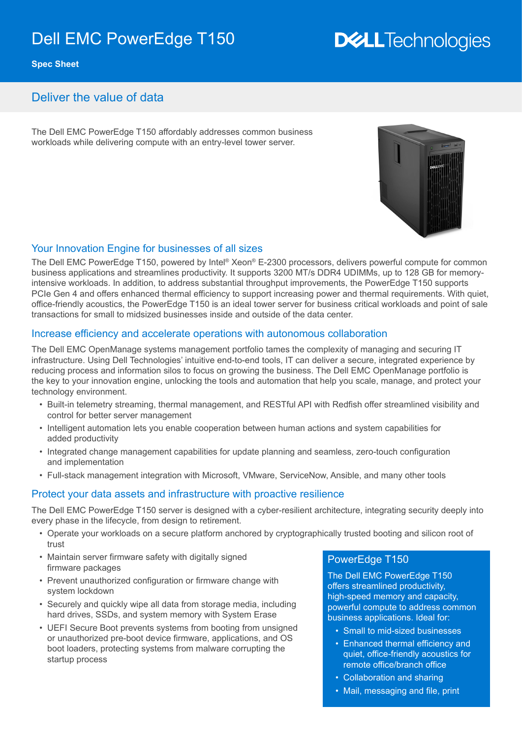# Dell EMC PowerEdge T150

**Spec Sheet**

## Deliver the value of data

The Dell EMC PowerEdge T150 affordably addresses common business workloads while delivering compute with an entry-level tower server.

### Your Innovation Engine for businesses of all sizes

The Dell EMC PowerEdge T150, powered by Intel® Xeon® E-2300 processors, delivers powerful compute for common business applications and streamlines productivity. It supports 3200 MT/s DDR4 UDIMMs, up to 128 GB for memory-intensive workloads. In addition, to address substantial throughput improvements, the PowerEdge T150 supports PCIe Gen 4 and offers enhanced thermal efficiency to support increasing power and thermal requirements. With quiet, office-friendly acoustics, the PowerEdge T150 is an ideal tower server for business critical workloads and point of sale transactions for small to midsized businesses inside and outside of the data center.

### Increase efficiency and accelerate operations with autonomous collaboration

The Dell EMC OpenManage systems management portfolio tames the complexity of managing and securing IT infrastructure. Using Dell Technologies' intuitive end-to-end tools, IT can deliver a secure, integrated experience by reducing process and information silos to focus on growing the business. The Dell EMC OpenManage portfolio is the key to your innovation engine, unlocking the tools and automation that help you scale, manage, and protect your technology environment.

- Built-in telemetry streaming, thermal management, and RESTful API with Redfish offer streamlined visibility and control for better server management
- Intelligent automation lets you enable cooperation between human actions and system capabilities for added productivity
- Integrated change management capabilities for update planning and seamless, zero-touch configuration and implementation
- Full-stack management integration with Microsoft, VMware, ServiceNow, Ansible, and many other tools

### Protect your data assets and infrastructure with proactive resilience

The Dell EMC PowerEdge T150 server is designed with a cyber-resilient architecture, integrating security deeply into every phase in the lifecycle, from design to retirement.

- Operate your workloads on a secure platform anchored by cryptographically trusted booting and silicon root of trust
- Maintain server firmware safety with digitally signed firmware packages
- Prevent unauthorized configuration or firmware change with system lockdown
- Securely and quickly wipe all data from storage media, including hard drives, SSDs, and system memory with System Erase
- UEFI Secure Boot prevents systems from booting from unsigned or unauthorized pre-boot device firmware, applications, and OS boot loaders, protecting systems from malware corrupting the startup process

### PowerEdge T150

The Dell EMC PowerEdge T150 offers streamlined productivity, high-speed memory and capacity, powerful compute to address common business applications. Ideal for:

- Small to mid-sized businesses
- Enhanced thermal efficiency and quiet, office-friendly acoustics for remote office/branch office
- Collaboration and sharing
- Mail, messaging and file, print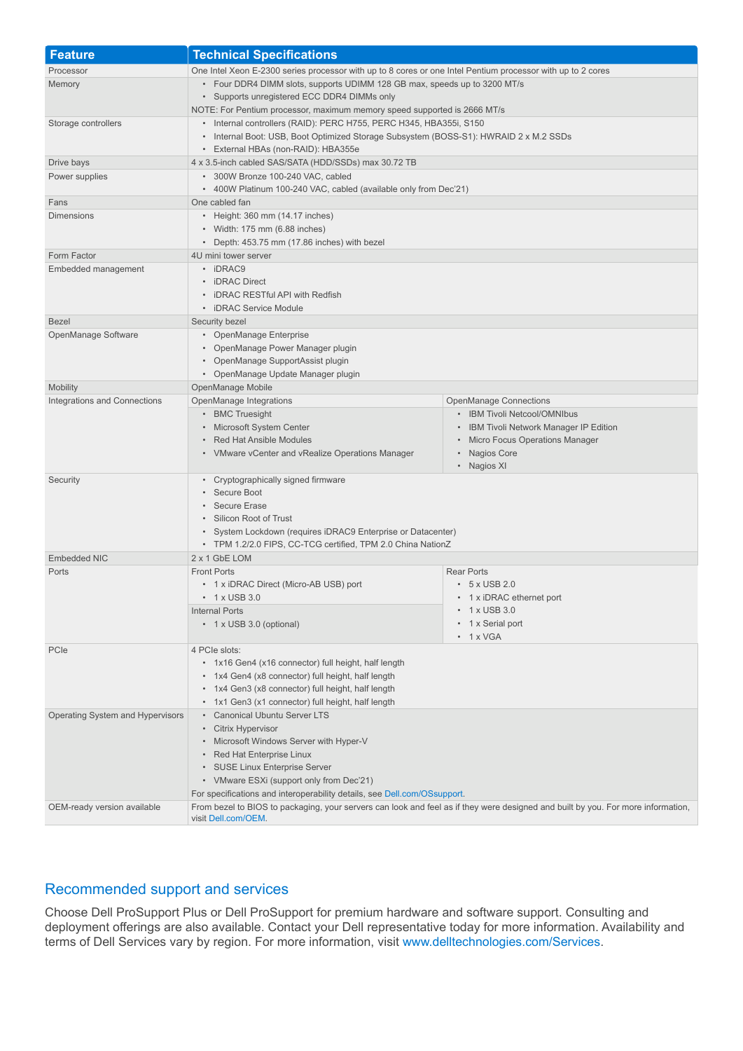| Feature | Technical Specifications |
|---|---|
| Processor | One Intel Xeon E-2300 series processor with up to 8 cores or one Intel Pentium processor with up to 2 cores |
| Memory | • Four DDR4 DIMM slots, supports UDIMM 128 GB max, speeds up to 3200 MT/s<br>• Supports unregistered ECC DDR4 DIMMs only<br>NOTE: For Pentium processor, maximum memory speed supported is 2666 MT/s |
| Storage controllers | • Internal controllers (RAID): PERC H755, PERC H345, HBA355i, S150<br>• Internal Boot: USB, Boot Optimized Storage Subsystem (BOSS-S1): HWRAID 2 x M.2 SSDs<br>• External HBAs (non-RAID): HBA355e |
| Drive bays | 4 x 3.5-inch cabled SAS/SATA (HDD/SSDs) max 30.72 TB |
| Power supplies | • 300W Bronze 100-240 VAC, cabled<br>• 400W Platinum 100-240 VAC, cabled (available only from Dec'21) |
| Fans | One cabled fan |
| Dimensions | • Height: 360 mm (14.17 inches)<br>• Width: 175 mm (6.88 inches)<br>• Depth: 453.75 mm (17.86 inches) with bezel |
| Form Factor | 4U mini tower server |
| Embedded management | • iDRAC9<br>• iDRAC Direct<br>• iDRAC RESTful API with Redfish<br>• iDRAC Service Module |
| Bezel | Security bezel |
| OpenManage Software | • OpenManage Enterprise<br>• OpenManage Power Manager plugin<br>• OpenManage SupportAssist plugin<br>• OpenManage Update Manager plugin |
| Mobility | OpenManage Mobile |
| Integrations and Connections | OpenManage Integrations<br>• BMC Truesight<br>• Microsoft System Center<br>• Red Hat Ansible Modules<br>• VMware vCenter and vRealize Operations Manager<br>OpenManage Connections<br>• IBM Tivoli Netcool/OMNIbus<br>• IBM Tivoli Network Manager IP Edition<br>• Micro Focus Operations Manager<br>• Nagios Core<br>• Nagios XI |
| Security | • Cryptographically signed firmware<br>• Secure Boot<br>• Secure Erase<br>• Silicon Root of Trust<br>• System Lockdown (requires iDRAC9 Enterprise or Datacenter)<br>• TPM 1.2/2.0 FIPS, CC-TCG certified, TPM 2.0 China NationZ |
| Embedded NIC | 2 x 1 GbE LOM |
| Ports | Front Ports<br>• 1 x iDRAC Direct (Micro-AB USB) port<br>• 1 x USB 3.0<br>Internal Ports<br>• 1 x USB 3.0 (optional)<br>Rear Ports<br>• 5 x USB 2.0<br>• 1 x iDRAC ethernet port<br>• 1 x USB 3.0<br>• 1 x Serial port<br>• 1 x VGA |
| PCIe | 4 PCIe slots:<br>• 1x16 Gen4 (x16 connector) full height, half length<br>• 1x4 Gen4 (x8 connector) full height, half length<br>• 1x4 Gen3 (x8 connector) full height, half length<br>• 1x1 Gen3 (x1 connector) full height, half length |
| Operating System and Hypervisors | • Canonical Ubuntu Server LTS<br>• Citrix Hypervisor<br>• Microsoft Windows Server with Hyper-V<br>• Red Hat Enterprise Linux<br>• SUSE Linux Enterprise Server<br>• VMware ESXi (support only from Dec'21)<br>For specifications and interoperability details, see Dell.com/OSsupport. |
| OEM-ready version available | From bezel to BIOS to packaging, your servers can look and feel as if they were designed and built by you. For more information, visit Dell.com/OEM. |

## Recommended support and services

Choose Dell ProSupport Plus or Dell ProSupport for premium hardware and software support. Consulting and deployment offerings are also available. Contact your Dell representative today for more information. Availability and terms of Dell Services vary by region. For more information, visit www.delltechnologies.com/Services.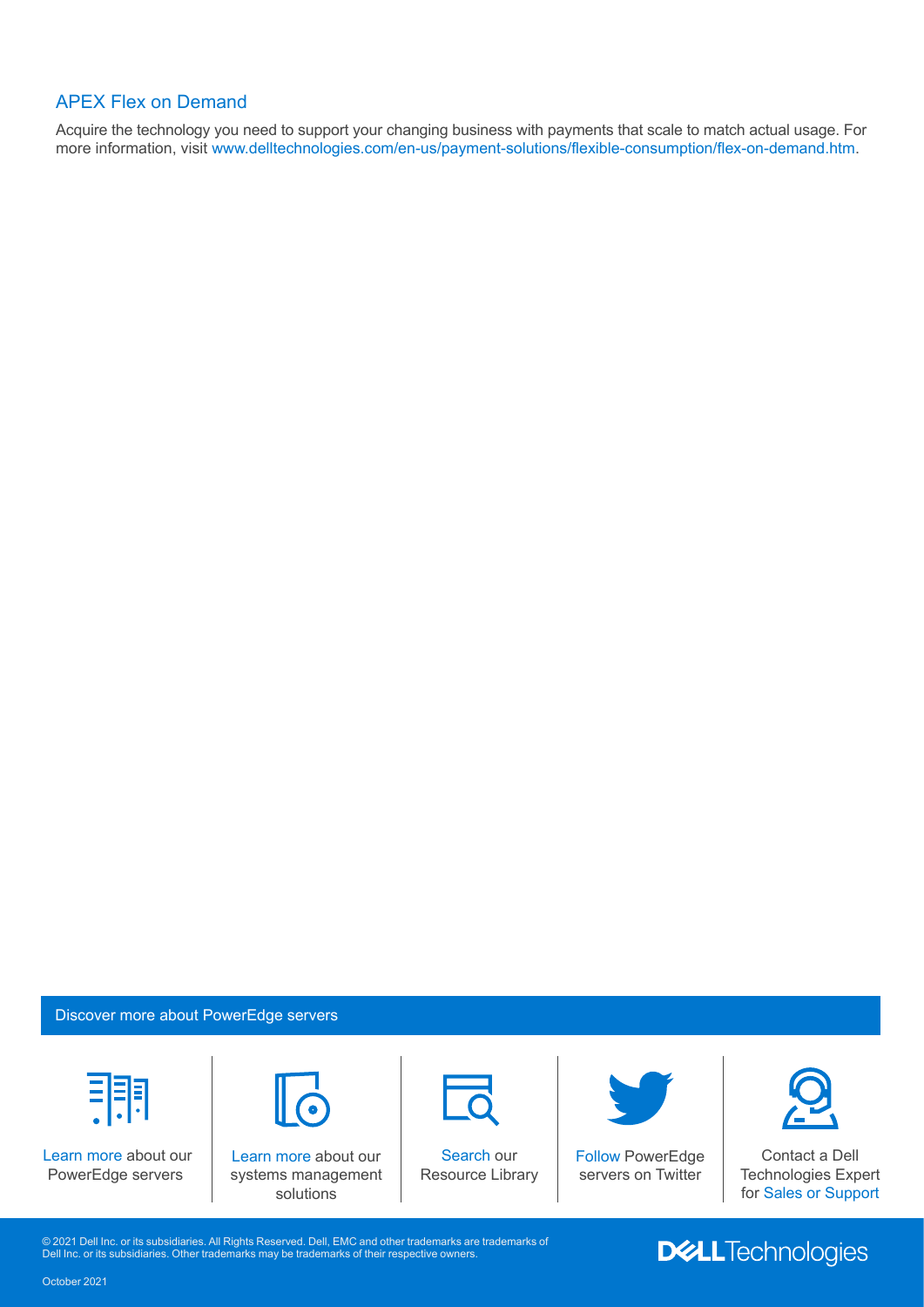## APEX Flex on Demand

Acquire the technology you need to support your changing business with payments that scale to match actual usage. For more information, visit www.delltechnologies.com/en-us/payment-solutions/flexible-consumption/flex-on-demand.htm.

Discover more about PowerEdge servers

Learn more about our PowerEdge servers

Learn more about our systems management solutions

Search our Resource Library

Follow PowerEdge servers on Twitter

Contact a Dell Technologies Expert for Sales or Support

© 2021 Dell Inc. or its subsidiaries. All Rights Reserved. Dell, EMC and other trademarks are trademarks of Dell Inc. or its subsidiaries. Other trademarks may be trademarks of their respective owners.

DELL Technologies

October 2021